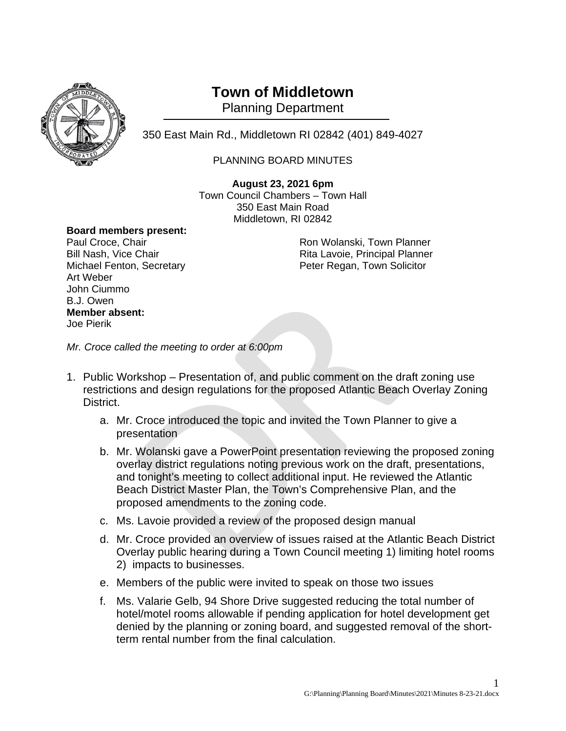# Town of Middletown

Planning Department

350 East Main Rd., Middletown RI 02842 (401) 849-4027

PLANNING BOARD MINUTES

**August 23, 2021 6pm**
Town Council Chambers – Town Hall
350 East Main Road
Middletown, RI 02842

**Board members present:**
Paul Croce, Chair
Bill Nash, Vice Chair
Michael Fenton, Secretary
Art Weber
John Ciummo
B.J. Owen

Ron Wolanski, Town Planner
Rita Lavoie, Principal Planner
Peter Regan, Town Solicitor

**Member absent:**
Joe Pierik

*Mr. Croce called the meeting to order at 6:00pm*

1. Public Workshop – Presentation of, and public comment on the draft zoning use restrictions and design regulations for the proposed Atlantic Beach Overlay Zoning District.
   a. Mr. Croce introduced the topic and invited the Town Planner to give a presentation
   b. Mr. Wolanski gave a PowerPoint presentation reviewing the proposed zoning overlay district regulations noting previous work on the draft, presentations, and tonight's meeting to collect additional input. He reviewed the Atlantic Beach District Master Plan, the Town's Comprehensive Plan, and the proposed amendments to the zoning code.
   c. Ms. Lavoie provided a review of the proposed design manual
   d. Mr. Croce provided an overview of issues raised at the Atlantic Beach District Overlay public hearing during a Town Council meeting 1) limiting hotel rooms 2) impacts to businesses.
   e. Members of the public were invited to speak on those two issues
   f. Ms. Valarie Gelb, 94 Shore Drive suggested reducing the total number of hotel/motel rooms allowable if pending application for hotel development get denied by the planning or zoning board, and suggested removal of the short-term rental number from the final calculation.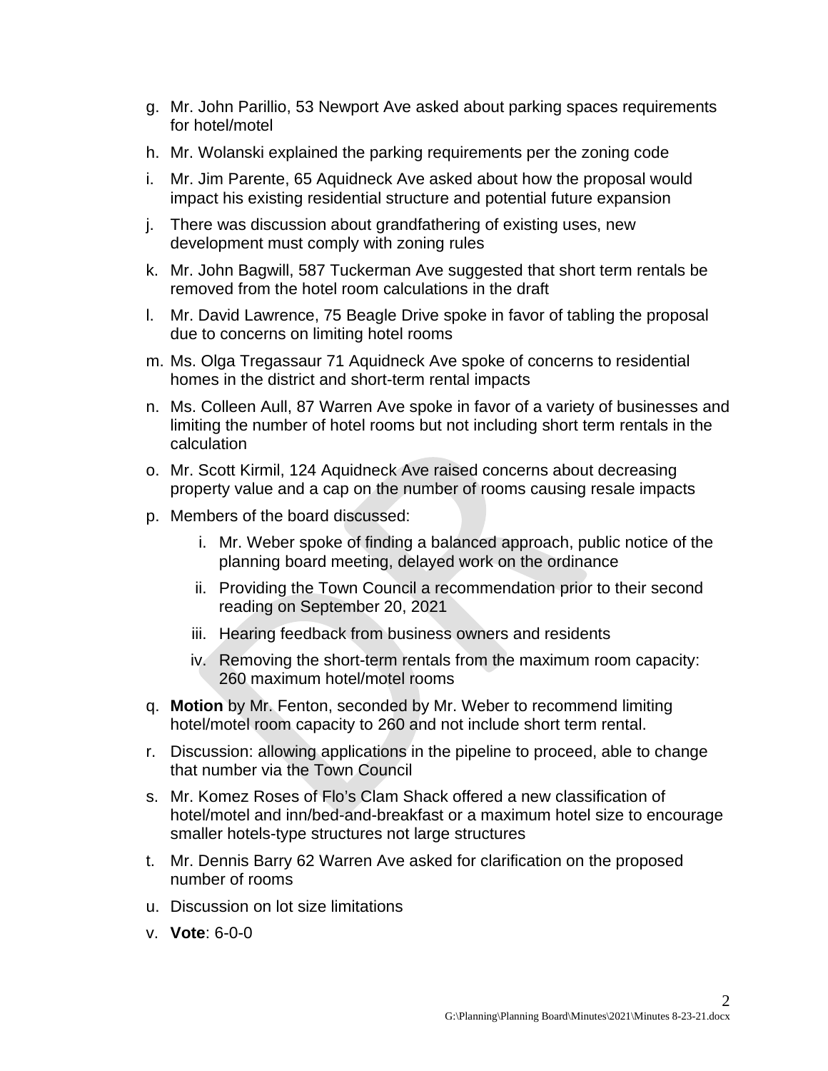g. Mr. John Parillio, 53 Newport Ave asked about parking spaces requirements for hotel/motel
h. Mr. Wolanski explained the parking requirements per the zoning code
i. Mr. Jim Parente, 65 Aquidneck Ave asked about how the proposal would impact his existing residential structure and potential future expansion
j. There was discussion about grandfathering of existing uses, new development must comply with zoning rules
k. Mr. John Bagwill, 587 Tuckerman Ave suggested that short term rentals be removed from the hotel room calculations in the draft
l. Mr. David Lawrence, 75 Beagle Drive spoke in favor of tabling the proposal due to concerns on limiting hotel rooms
m. Ms. Olga Tregassaur 71 Aquidneck Ave spoke of concerns to residential homes in the district and short-term rental impacts
n. Ms. Colleen Aull, 87 Warren Ave spoke in favor of a variety of businesses and limiting the number of hotel rooms but not including short term rentals in the calculation
o. Mr. Scott Kirmil, 124 Aquidneck Ave raised concerns about decreasing property value and a cap on the number of rooms causing resale impacts
p. Members of the board discussed:
   i. Mr. Weber spoke of finding a balanced approach, public notice of the planning board meeting, delayed work on the ordinance
   ii. Providing the Town Council a recommendation prior to their second reading on September 20, 2021
   iii. Hearing feedback from business owners and residents
   iv. Removing the short-term rentals from the maximum room capacity: 260 maximum hotel/motel rooms
q. **Motion** by Mr. Fenton, seconded by Mr. Weber to recommend limiting hotel/motel room capacity to 260 and not include short term rental.
r. Discussion: allowing applications in the pipeline to proceed, able to change that number via the Town Council
s. Mr. Komez Roses of Flo's Clam Shack offered a new classification of hotel/motel and inn/bed-and-breakfast or a maximum hotel size to encourage smaller hotels-type structures not large structures
t. Mr. Dennis Barry 62 Warren Ave asked for clarification on the proposed number of rooms
u. Discussion on lot size limitations
v. **Vote**: 6-0-0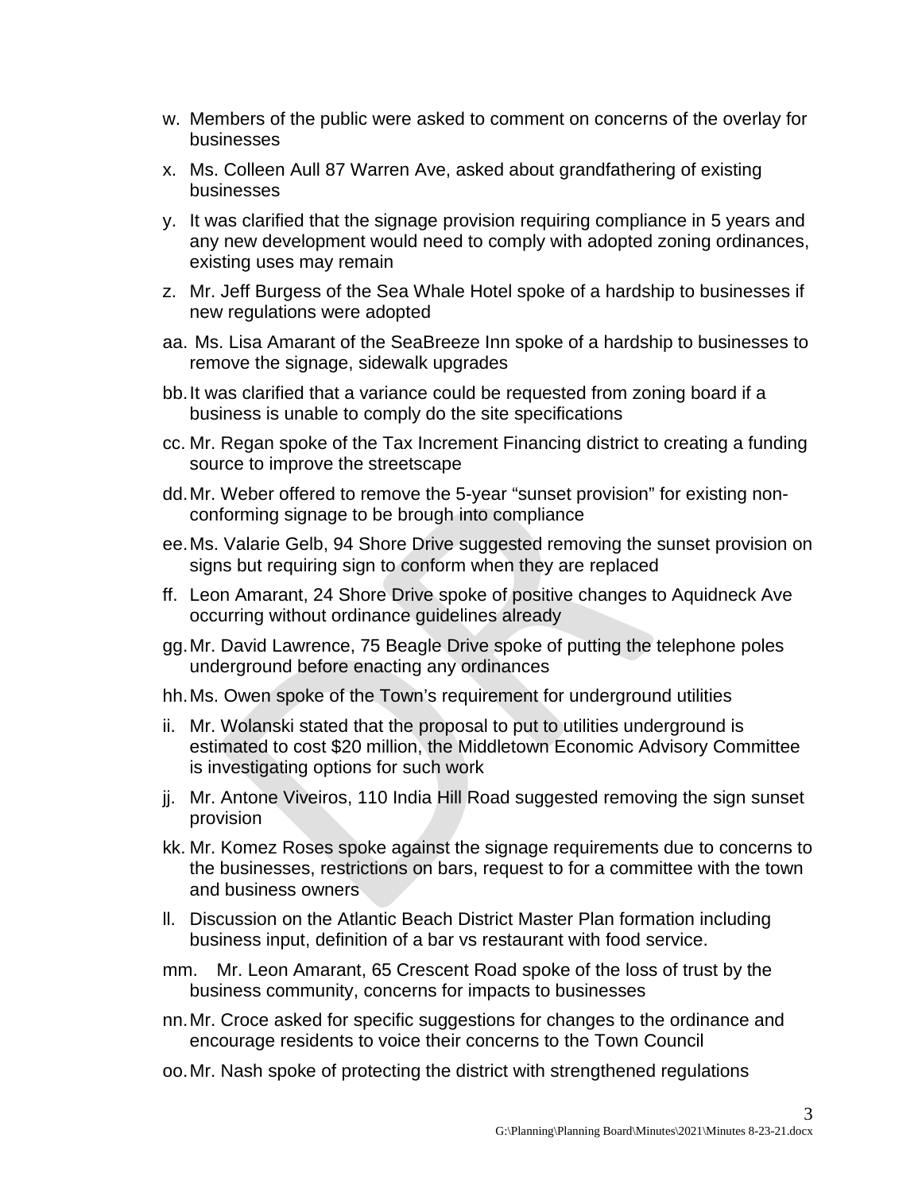w. Members of the public were asked to comment on concerns of the overlay for businesses

x. Ms. Colleen Aull 87 Warren Ave, asked about grandfathering of existing businesses

y. It was clarified that the signage provision requiring compliance in 5 years and any new development would need to comply with adopted zoning ordinances, existing uses may remain

z. Mr. Jeff Burgess of the Sea Whale Hotel spoke of a hardship to businesses if new regulations were adopted

aa. Ms. Lisa Amarant of the SeaBreeze Inn spoke of a hardship to businesses to remove the signage, sidewalk upgrades

bb. It was clarified that a variance could be requested from zoning board if a business is unable to comply do the site specifications

cc. Mr. Regan spoke of the Tax Increment Financing district to creating a funding source to improve the streetscape

dd. Mr. Weber offered to remove the 5-year "sunset provision" for existing non-conforming signage to be brough into compliance

ee. Ms. Valarie Gelb, 94 Shore Drive suggested removing the sunset provision on signs but requiring sign to conform when they are replaced

ff. Leon Amarant, 24 Shore Drive spoke of positive changes to Aquidneck Ave occurring without ordinance guidelines already

gg. Mr. David Lawrence, 75 Beagle Drive spoke of putting the telephone poles underground before enacting any ordinances

hh. Ms. Owen spoke of the Town's requirement for underground utilities

ii. Mr. Wolanski stated that the proposal to put to utilities underground is estimated to cost $20 million, the Middletown Economic Advisory Committee is investigating options for such work

jj. Mr. Antone Viveiros, 110 India Hill Road suggested removing the sign sunset provision

kk. Mr. Komez Roses spoke against the signage requirements due to concerns to the businesses, restrictions on bars, request to for a committee with the town and business owners

ll. Discussion on the Atlantic Beach District Master Plan formation including business input, definition of a bar vs restaurant with food service.

mm. Mr. Leon Amarant, 65 Crescent Road spoke of the loss of trust by the business community, concerns for impacts to businesses

nn. Mr. Croce asked for specific suggestions for changes to the ordinance and encourage residents to voice their concerns to the Town Council

oo. Mr. Nash spoke of protecting the district with strengthened regulations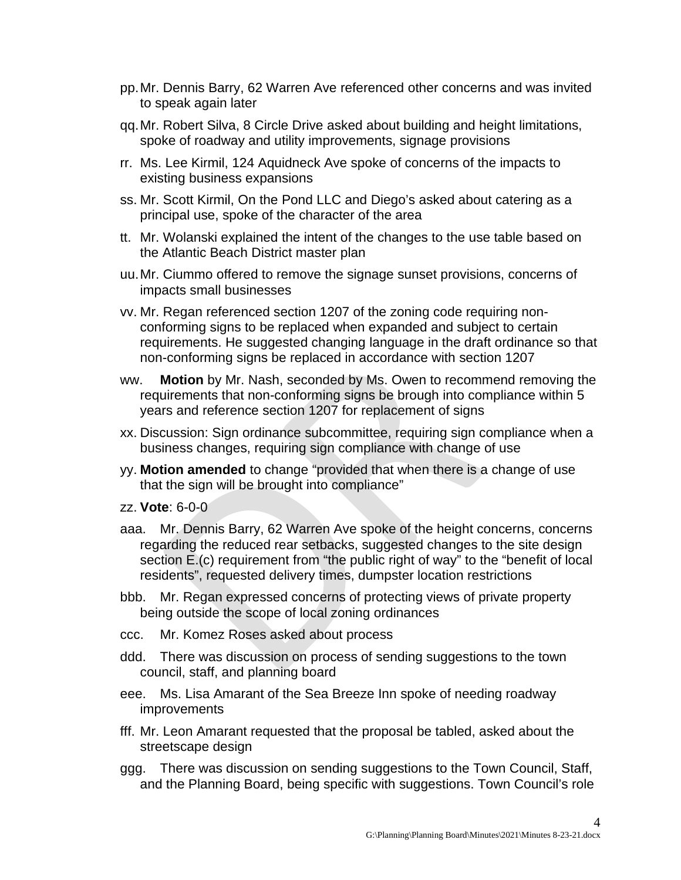pp. Mr. Dennis Barry, 62 Warren Ave referenced other concerns and was invited to speak again later

qq. Mr. Robert Silva, 8 Circle Drive asked about building and height limitations, spoke of roadway and utility improvements, signage provisions

rr. Ms. Lee Kirmil, 124 Aquidneck Ave spoke of concerns of the impacts to existing business expansions

ss. Mr. Scott Kirmil, On the Pond LLC and Diego's asked about catering as a principal use, spoke of the character of the area

tt. Mr. Wolanski explained the intent of the changes to the use table based on the Atlantic Beach District master plan

uu. Mr. Ciummo offered to remove the signage sunset provisions, concerns of impacts small businesses

vv. Mr. Regan referenced section 1207 of the zoning code requiring non-conforming signs to be replaced when expanded and subject to certain requirements. He suggested changing language in the draft ordinance so that non-conforming signs be replaced in accordance with section 1207

ww. **Motion** by Mr. Nash, seconded by Ms. Owen to recommend removing the requirements that non-conforming signs be brough into compliance within 5 years and reference section 1207 for replacement of signs

xx. Discussion: Sign ordinance subcommittee, requiring sign compliance when a business changes, requiring sign compliance with change of use

yy. **Motion amended** to change "provided that when there is a change of use that the sign will be brought into compliance"

zz. **Vote**: 6-0-0

aaa. Mr. Dennis Barry, 62 Warren Ave spoke of the height concerns, concerns regarding the reduced rear setbacks, suggested changes to the site design section E.(c) requirement from "the public right of way" to the "benefit of local residents", requested delivery times, dumpster location restrictions

bbb. Mr. Regan expressed concerns of protecting views of private property being outside the scope of local zoning ordinances

ccc. Mr. Komez Roses asked about process

ddd. There was discussion on process of sending suggestions to the town council, staff, and planning board

eee. Ms. Lisa Amarant of the Sea Breeze Inn spoke of needing roadway improvements

fff. Mr. Leon Amarant requested that the proposal be tabled, asked about the streetscape design

ggg. There was discussion on sending suggestions to the Town Council, Staff, and the Planning Board, being specific with suggestions. Town Council's role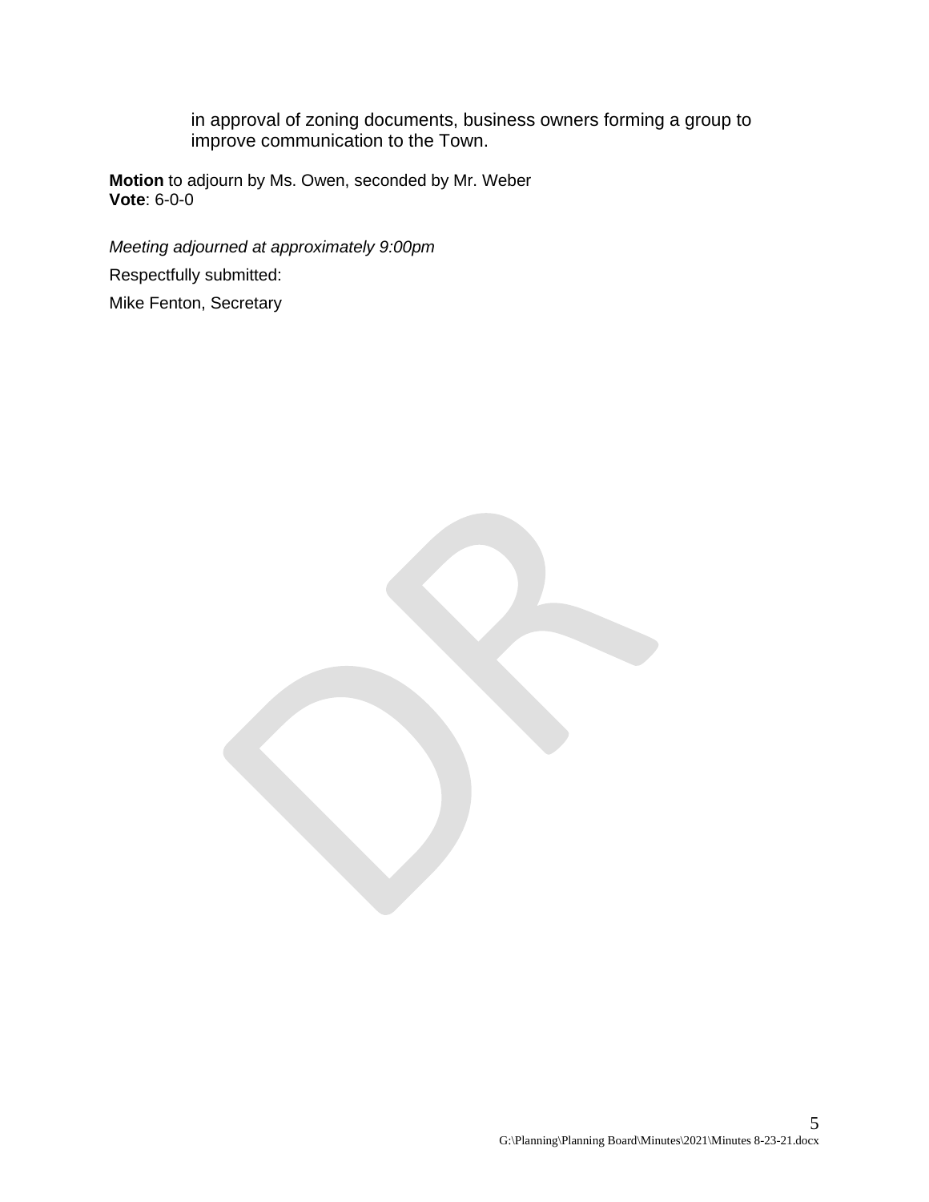in approval of zoning documents, business owners forming a group to improve communication to the Town.

**Motion** to adjourn by Ms. Owen, seconded by Mr. Weber
**Vote**: 6-0-0

*Meeting adjourned at approximately 9:00pm*

Respectfully submitted:

Mike Fenton, Secretary